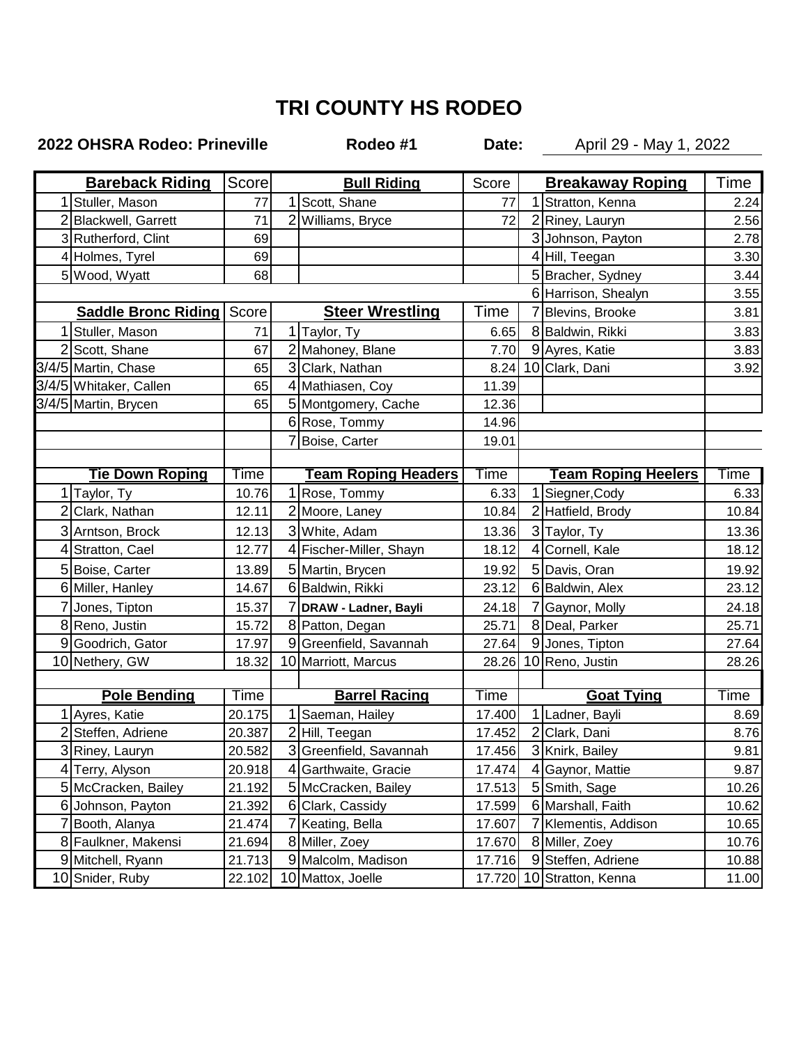# TRI COUNTY HS RODEO

**2022 OHSRA Rodeo: Prineville** | **Rodeo #1** | **Date:** April 29 - May 1, 2022

| | **Bareback Riding** | Score | | **Bull Riding** | Score | | **Breakaway Roping** | Time |
|---|---|---|---|---|---|---|---|---|
| 1 | Stuller, Mason | 77 | 1 | Scott, Shane | 77 | 1 | Stratton, Kenna | 2.24 |
| 2 | Blackwell, Garrett | 71 | 2 | Williams, Bryce | 72 | 2 | Riney, Lauryn | 2.56 |
| 3 | Rutherford, Clint | 69 | | | | 3 | Johnson, Payton | 2.78 |
| 4 | Holmes, Tyrel | 69 | | | | 4 | Hill, Teegan | 3.30 |
| 5 | Wood, Wyatt | 68 | | | | 5 | Bracher, Sydney | 3.44 |
| | | | | | | 6 | Harrison, Shealyn | 3.55 |
| | **Saddle Bronc Riding** | Score | | **Steer Wrestling** | Time | 7 | Blevins, Brooke | 3.81 |
| 1 | Stuller, Mason | 71 | 1 | Taylor, Ty | 6.65 | 8 | Baldwin, Rikki | 3.83 |
| 2 | Scott, Shane | 67 | 2 | Mahoney, Blane | 7.70 | 9 | Ayres, Katie | 3.83 |
| 3/4/5 | Martin, Chase | 65 | 3 | Clark, Nathan | 8.24 | 10 | Clark, Dani | 3.92 |
| 3/4/5 | Whitaker, Callen | 65 | 4 | Mathiasen, Coy | 11.39 | | | |
| 3/4/5 | Martin, Brycen | 65 | 5 | Montgomery, Cache | 12.36 | | | |
| | | | 6 | Rose, Tommy | 14.96 | | | |
| | | | 7 | Boise, Carter | 19.01 | | | |
| | **Tie Down Roping** | Time | | **Team Roping Headers** | Time | | **Team Roping Heelers** | Time |
| 1 | Taylor, Ty | 10.76 | 1 | Rose, Tommy | 6.33 | 1 | Siegner,Cody | 6.33 |
| 2 | Clark, Nathan | 12.11 | 2 | Moore, Laney | 10.84 | 2 | Hatfield, Brody | 10.84 |
| 3 | Arntson, Brock | 12.13 | 3 | White, Adam | 13.36 | 3 | Taylor, Ty | 13.36 |
| 4 | Stratton, Cael | 12.77 | 4 | Fischer-Miller, Shayn | 18.12 | 4 | Cornell, Kale | 18.12 |
| 5 | Boise, Carter | 13.89 | 5 | Martin, Brycen | 19.92 | 5 | Davis, Oran | 19.92 |
| 6 | Miller, Hanley | 14.67 | 6 | Baldwin, Rikki | 23.12 | 6 | Baldwin, Alex | 23.12 |
| 7 | Jones, Tipton | 15.37 | 7 | **DRAW - Ladner, Bayli** | 24.18 | 7 | Gaynor, Molly | 24.18 |
| 8 | Reno, Justin | 15.72 | 8 | Patton, Degan | 25.71 | 8 | Deal, Parker | 25.71 |
| 9 | Goodrich, Gator | 17.97 | 9 | Greenfield, Savannah | 27.64 | 9 | Jones, Tipton | 27.64 |
| 10 | Nethery, GW | 18.32 | 10 | Marriott, Marcus | 28.26 | 10 | Reno, Justin | 28.26 |
| | **Pole Bending** | Time | | **Barrel Racing** | Time | | **Goat Tying** | Time |
| 1 | Ayres, Katie | 20.175 | 1 | Saeman, Hailey | 17.400 | 1 | Ladner, Bayli | 8.69 |
| 2 | Steffen, Adriene | 20.387 | 2 | Hill, Teegan | 17.452 | 2 | Clark, Dani | 8.76 |
| 3 | Riney, Lauryn | 20.582 | 3 | Greenfield, Savannah | 17.456 | 3 | Knirk, Bailey | 9.81 |
| 4 | Terry, Alyson | 20.918 | 4 | Garthwaite, Gracie | 17.474 | 4 | Gaynor, Mattie | 9.87 |
| 5 | McCracken, Bailey | 21.192 | 5 | McCracken, Bailey | 17.513 | 5 | Smith, Sage | 10.26 |
| 6 | Johnson, Payton | 21.392 | 6 | Clark, Cassidy | 17.599 | 6 | Marshall, Faith | 10.62 |
| 7 | Booth, Alanya | 21.474 | 7 | Keating, Bella | 17.607 | 7 | Klementis, Addison | 10.65 |
| 8 | Faulkner, Makensi | 21.694 | 8 | Miller, Zoey | 17.670 | 8 | Miller, Zoey | 10.76 |
| 9 | Mitchell, Ryann | 21.713 | 9 | Malcolm, Madison | 17.716 | 9 | Steffen, Adriene | 10.88 |
| 10 | Snider, Ruby | 22.102 | 10 | Mattox, Joelle | 17.720 | 10 | Stratton, Kenna | 11.00 |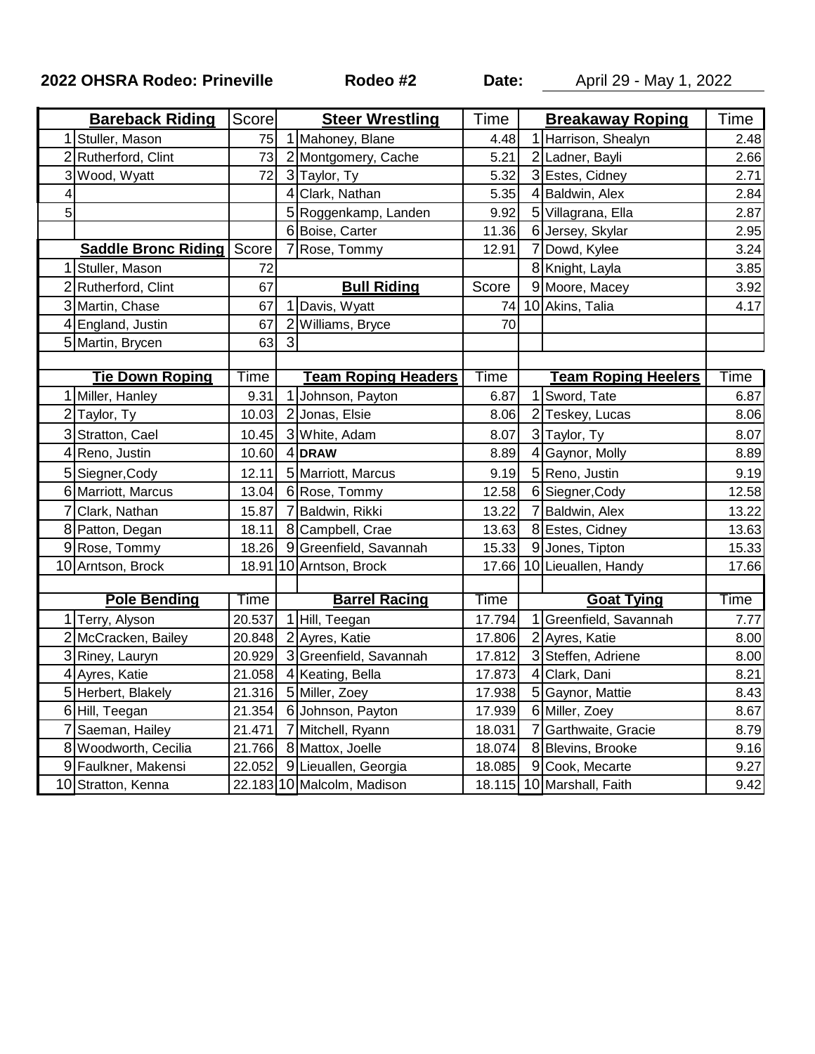**2022 OHSRA Rodeo: Prineville** **Rodeo #2** **Date:** April 29 - May 1, 2022

| | **Bareback Riding** | Score |
|---|---|---|
| 1 | Stuller, Mason | 75 |
| 2 | Rutherford, Clint | 73 |
| 3 | Wood, Wyatt | 72 |
| 4 | | |
| 5 | | |

| | **Saddle Bronc Riding** | Score |
|---|---|---|
| 1 | Stuller, Mason | 72 |
| 2 | Rutherford, Clint | 67 |
| 3 | Martin, Chase | 67 |
| 4 | England, Justin | 67 |
| 5 | Martin, Brycen | 63 |

| | **Steer Wrestling** | Time |
|---|---|---|
| 1 | Mahoney, Blane | 4.48 |
| 2 | Montgomery, Cache | 5.21 |
| 3 | Taylor, Ty | 5.32 |
| 4 | Clark, Nathan | 5.35 |
| 5 | Roggenkamp, Landen | 9.92 |
| 6 | Boise, Carter | 11.36 |
| 7 | Rose, Tommy | 12.91 |

| | **Bull Riding** | Score |
|---|---|---|
| 1 | Davis, Wyatt | 74 |
| 2 | Williams, Bryce | 70 |
| 3 | | |

| | **Breakaway Roping** | Time |
|---|---|---|
| 1 | Harrison, Shealyn | 2.48 |
| 2 | Ladner, Bayli | 2.66 |
| 3 | Estes, Cidney | 2.71 |
| 4 | Baldwin, Alex | 2.84 |
| 5 | Villagrana, Ella | 2.87 |
| 6 | Jersey, Skylar | 2.95 |
| 7 | Dowd, Kylee | 3.24 |
| 8 | Knight, Layla | 3.85 |
| 9 | Moore, Macey | 3.92 |
| 10 | Akins, Talia | 4.17 |

| | **Tie Down Roping** | Time |
|---|---|---|
| 1 | Miller, Hanley | 9.31 |
| 2 | Taylor, Ty | 10.03 |
| 3 | Stratton, Cael | 10.45 |
| 4 | Reno, Justin | 10.60 |
| 5 | Siegner,Cody | 12.11 |
| 6 | Marriott, Marcus | 13.04 |
| 7 | Clark, Nathan | 15.87 |
| 8 | Patton, Degan | 18.11 |
| 9 | Rose, Tommy | 18.26 |
| 10 | Arntson, Brock | 18.91 |

| | **Team Roping Headers** | Time |
|---|---|---|
| 1 | Johnson, Payton | 6.87 |
| 2 | Jonas, Elsie | 8.06 |
| 3 | White, Adam | 8.07 |
| 4 | **DRAW** | 8.89 |
| 5 | Marriott, Marcus | 9.19 |
| 6 | Rose, Tommy | 12.58 |
| 7 | Baldwin, Rikki | 13.22 |
| 8 | Campbell, Crae | 13.63 |
| 9 | Greenfield, Savannah | 15.33 |
| 10 | Arntson, Brock | 17.66 |

| | **Team Roping Heelers** | Time |
|---|---|---|
| 1 | Sword, Tate | 6.87 |
| 2 | Teskey, Lucas | 8.06 |
| 3 | Taylor, Ty | 8.07 |
| 4 | Gaynor, Molly | 8.89 |
| 5 | Reno, Justin | 9.19 |
| 6 | Siegner,Cody | 12.58 |
| 7 | Baldwin, Alex | 13.22 |
| 8 | Estes, Cidney | 13.63 |
| 9 | Jones, Tipton | 15.33 |
| 10 | Lieuallen, Handy | 17.66 |

| | **Pole Bending** | Time |
|---|---|---|
| 1 | Terry, Alyson | 20.537 |
| 2 | McCracken, Bailey | 20.848 |
| 3 | Riney, Lauryn | 20.929 |
| 4 | Ayres, Katie | 21.058 |
| 5 | Herbert, Blakely | 21.316 |
| 6 | Hill, Teegan | 21.354 |
| 7 | Saeman, Hailey | 21.471 |
| 8 | Woodworth, Cecilia | 21.766 |
| 9 | Faulkner, Makensi | 22.052 |
| 10 | Stratton, Kenna | 22.183 |

| | **Barrel Racing** | Time |
|---|---|---|
| 1 | Hill, Teegan | 17.794 |
| 2 | Ayres, Katie | 17.806 |
| 3 | Greenfield, Savannah | 17.812 |
| 4 | Keating, Bella | 17.873 |
| 5 | Miller, Zoey | 17.938 |
| 6 | Johnson, Payton | 17.939 |
| 7 | Mitchell, Ryann | 18.031 |
| 8 | Mattox, Joelle | 18.074 |
| 9 | Lieuallen, Georgia | 18.085 |
| 10 | Malcolm, Madison | 18.115 |

| | **Goat Tying** | Time |
|---|---|---|
| 1 | Greenfield, Savannah | 7.77 |
| 2 | Ayres, Katie | 8.00 |
| 3 | Steffen, Adriene | 8.00 |
| 4 | Clark, Dani | 8.21 |
| 5 | Gaynor, Mattie | 8.43 |
| 6 | Miller, Zoey | 8.67 |
| 7 | Garthwaite, Gracie | 8.79 |
| 8 | Blevins, Brooke | 9.16 |
| 9 | Cook, Mecarte | 9.27 |
| 10 | Marshall, Faith | 9.42 |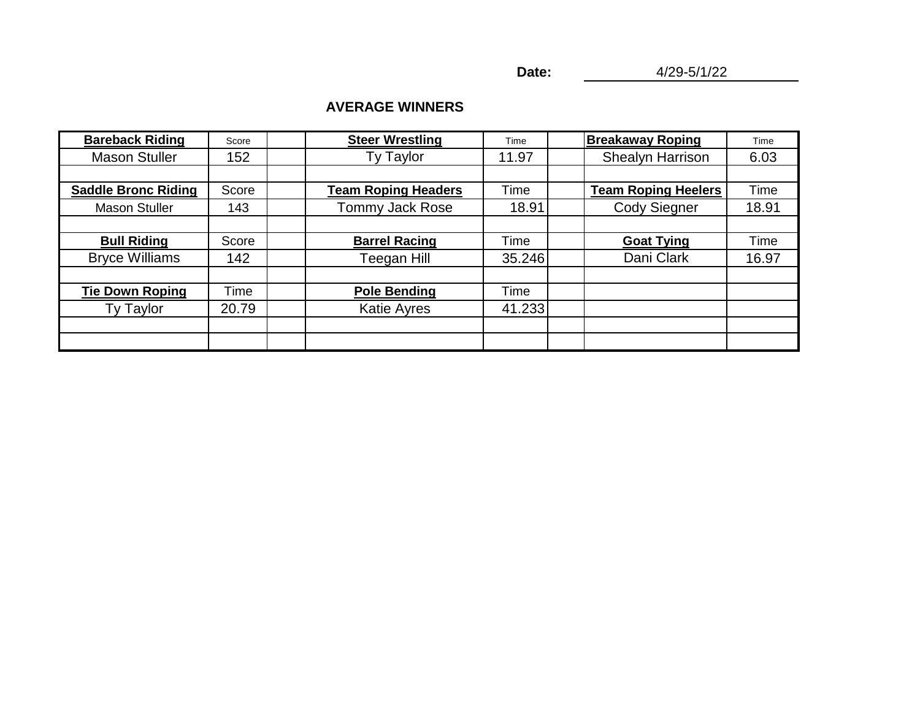**Date:** 4/29-5/1/22

## AVERAGE WINNERS

| | | | | | | | |
|---|---|---|---|---|---|---|---|
| **Bareback Riding** | Score | | **Steer Wrestling** | Time | | **Breakaway Roping** | Time |
| Mason Stuller | 152 | | Ty Taylor | 11.97 | | Shealyn Harrison | 6.03 |
| | | | | | | | |
| **Saddle Bronc Riding** | Score | | **Team Roping Headers** | Time | | **Team Roping Heelers** | Time |
| Mason Stuller | 143 | | Tommy Jack Rose | 18.91 | | Cody Siegner | 18.91 |
| | | | | | | | |
| **Bull Riding** | Score | | **Barrel Racing** | Time | | **Goat Tying** | Time |
| Bryce Williams | 142 | | Teegan Hill | 35.246 | | Dani Clark | 16.97 |
| | | | | | | | |
| **Tie Down Roping** | Time | | **Pole Bending** | Time | | | |
| Ty Taylor | 20.79 | | Katie Ayres | 41.233 | | | |
| | | | | | | | |
| | | | | | | | |